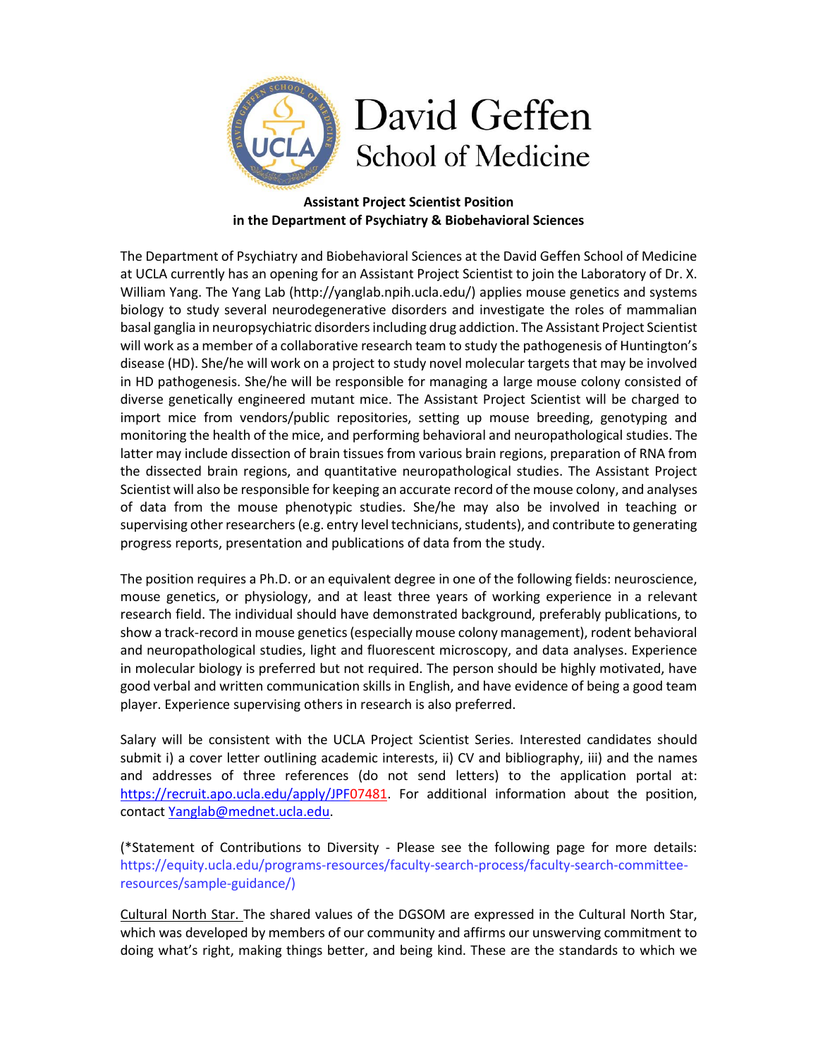David Geffen School of Medicine

**Assistant Project Scientist Position in the Department of Psychiatry & Biobehavioral Sciences**

The Department of Psychiatry and Biobehavioral Sciences at the David Geffen School of Medicine at UCLA currently has an opening for an Assistant Project Scientist to join the Laboratory of Dr. X. William Yang. The Yang Lab (http://yanglab.npih.ucla.edu/) applies mouse genetics and systems biology to study several neurodegenerative disorders and investigate the roles of mammalian basal ganglia in neuropsychiatric disorders including drug addiction. The Assistant Project Scientist will work as a member of a collaborative research team to study the pathogenesis of Huntington's disease (HD). She/he will work on a project to study novel molecular targets that may be involved in HD pathogenesis. She/he will be responsible for managing a large mouse colony consisted of diverse genetically engineered mutant mice. The Assistant Project Scientist will be charged to import mice from vendors/public repositories, setting up mouse breeding, genotyping and monitoring the health of the mice, and performing behavioral and neuropathological studies. The latter may include dissection of brain tissues from various brain regions, preparation of RNA from the dissected brain regions, and quantitative neuropathological studies. The Assistant Project Scientist will also be responsible for keeping an accurate record of the mouse colony, and analyses of data from the mouse phenotypic studies. She/he may also be involved in teaching or supervising other researchers (e.g. entry level technicians, students), and contribute to generating progress reports, presentation and publications of data from the study.

The position requires a Ph.D. or an equivalent degree in one of the following fields: neuroscience, mouse genetics, or physiology, and at least three years of working experience in a relevant research field. The individual should have demonstrated background, preferably publications, to show a track-record in mouse genetics (especially mouse colony management), rodent behavioral and neuropathological studies, light and fluorescent microscopy, and data analyses. Experience in molecular biology is preferred but not required. The person should be highly motivated, have good verbal and written communication skills in English, and have evidence of being a good team player. Experience supervising others in research is also preferred.

Salary will be consistent with the UCLA Project Scientist Series. Interested candidates should submit i) a cover letter outlining academic interests, ii) CV and bibliography, iii) and the names and addresses of three references (do not send letters) to the application portal at: https://recruit.apo.ucla.edu/apply/JPF07481. For additional information about the position, contact Yanglab@mednet.ucla.edu.

(*Statement of Contributions to Diversity - Please see the following page for more details: https://equity.ucla.edu/programs-resources/faculty-search-process/faculty-search-committee-resources/sample-guidance/)

Cultural North Star. The shared values of the DGSOM are expressed in the Cultural North Star, which was developed by members of our community and affirms our unswerving commitment to doing what's right, making things better, and being kind. These are the standards to which we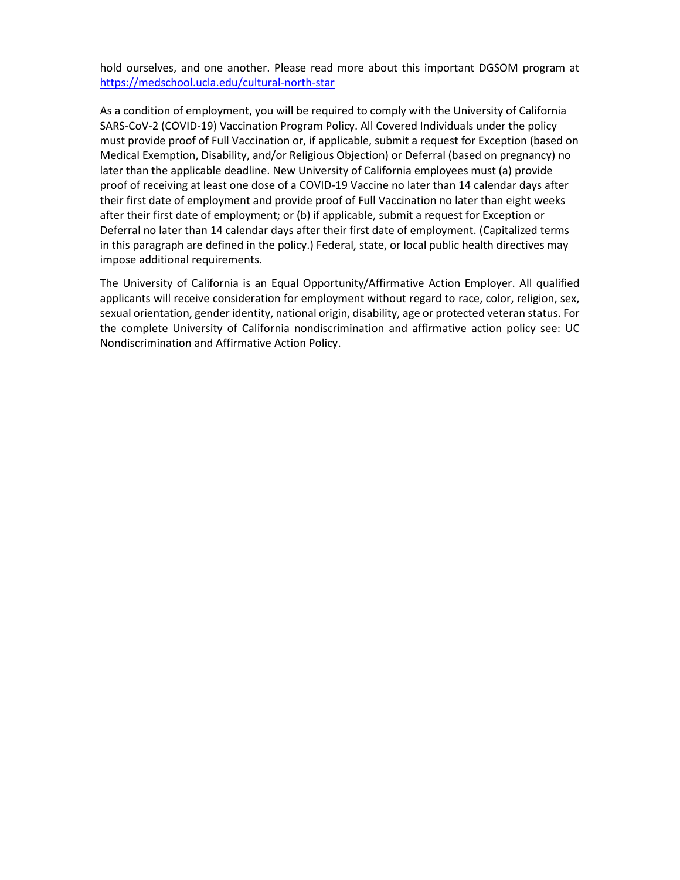hold ourselves, and one another. Please read more about this important DGSOM program at [https://medschool.ucla.edu/cultural-north-star](https://medschool.ucla.edu/cultural-north-star)

As a condition of employment, you will be required to comply with the University of California SARS-CoV-2 (COVID-19) Vaccination Program Policy. All Covered Individuals under the policy must provide proof of Full Vaccination or, if applicable, submit a request for Exception (based on Medical Exemption, Disability, and/or Religious Objection) or Deferral (based on pregnancy) no later than the applicable deadline. New University of California employees must (a) provide proof of receiving at least one dose of a COVID-19 Vaccine no later than 14 calendar days after their first date of employment and provide proof of Full Vaccination no later than eight weeks after their first date of employment; or (b) if applicable, submit a request for Exception or Deferral no later than 14 calendar days after their first date of employment. (Capitalized terms in this paragraph are defined in the policy.) Federal, state, or local public health directives may impose additional requirements.

The University of California is an Equal Opportunity/Affirmative Action Employer. All qualified applicants will receive consideration for employment without regard to race, color, religion, sex, sexual orientation, gender identity, national origin, disability, age or protected veteran status. For the complete University of California nondiscrimination and affirmative action policy see: UC Nondiscrimination and Affirmative Action Policy.